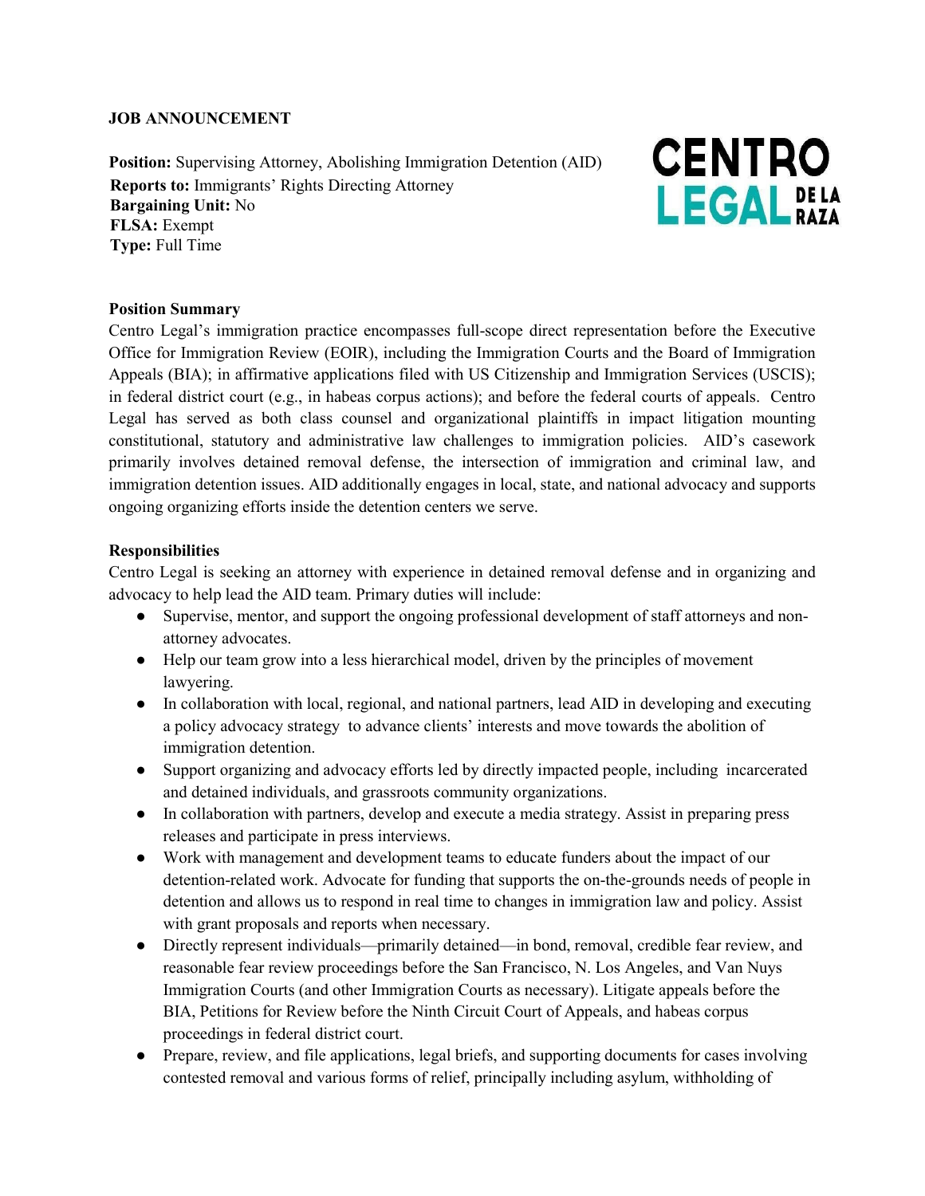**JOB ANNOUNCEMENT**

**Position:** Supervising Attorney, Abolishing Immigration Detention (AID)
**Reports to:** Immigrants' Rights Directing Attorney
**Bargaining Unit:** No
**FLSA:** Exempt
**Type:** Full Time

CENTRO LEGAL DE LA RAZA

**Position Summary**

Centro Legal's immigration practice encompasses full-scope direct representation before the Executive Office for Immigration Review (EOIR), including the Immigration Courts and the Board of Immigration Appeals (BIA); in affirmative applications filed with US Citizenship and Immigration Services (USCIS); in federal district court (e.g., in habeas corpus actions); and before the federal courts of appeals. Centro Legal has served as both class counsel and organizational plaintiffs in impact litigation mounting constitutional, statutory and administrative law challenges to immigration policies. AID's casework primarily involves detained removal defense, the intersection of immigration and criminal law, and immigration detention issues. AID additionally engages in local, state, and national advocacy and supports ongoing organizing efforts inside the detention centers we serve.

**Responsibilities**

Centro Legal is seeking an attorney with experience in detained removal defense and in organizing and advocacy to help lead the AID team. Primary duties will include:

- Supervise, mentor, and support the ongoing professional development of staff attorneys and non-attorney advocates.
- Help our team grow into a less hierarchical model, driven by the principles of movement lawyering.
- In collaboration with local, regional, and national partners, lead AID in developing and executing a policy advocacy strategy to advance clients' interests and move towards the abolition of immigration detention.
- Support organizing and advocacy efforts led by directly impacted people, including incarcerated and detained individuals, and grassroots community organizations.
- In collaboration with partners, develop and execute a media strategy. Assist in preparing press releases and participate in press interviews.
- Work with management and development teams to educate funders about the impact of our detention-related work. Advocate for funding that supports the on-the-grounds needs of people in detention and allows us to respond in real time to changes in immigration law and policy. Assist with grant proposals and reports when necessary.
- Directly represent individuals—primarily detained—in bond, removal, credible fear review, and reasonable fear review proceedings before the San Francisco, N. Los Angeles, and Van Nuys Immigration Courts (and other Immigration Courts as necessary). Litigate appeals before the BIA, Petitions for Review before the Ninth Circuit Court of Appeals, and habeas corpus proceedings in federal district court.
- Prepare, review, and file applications, legal briefs, and supporting documents for cases involving contested removal and various forms of relief, principally including asylum, withholding of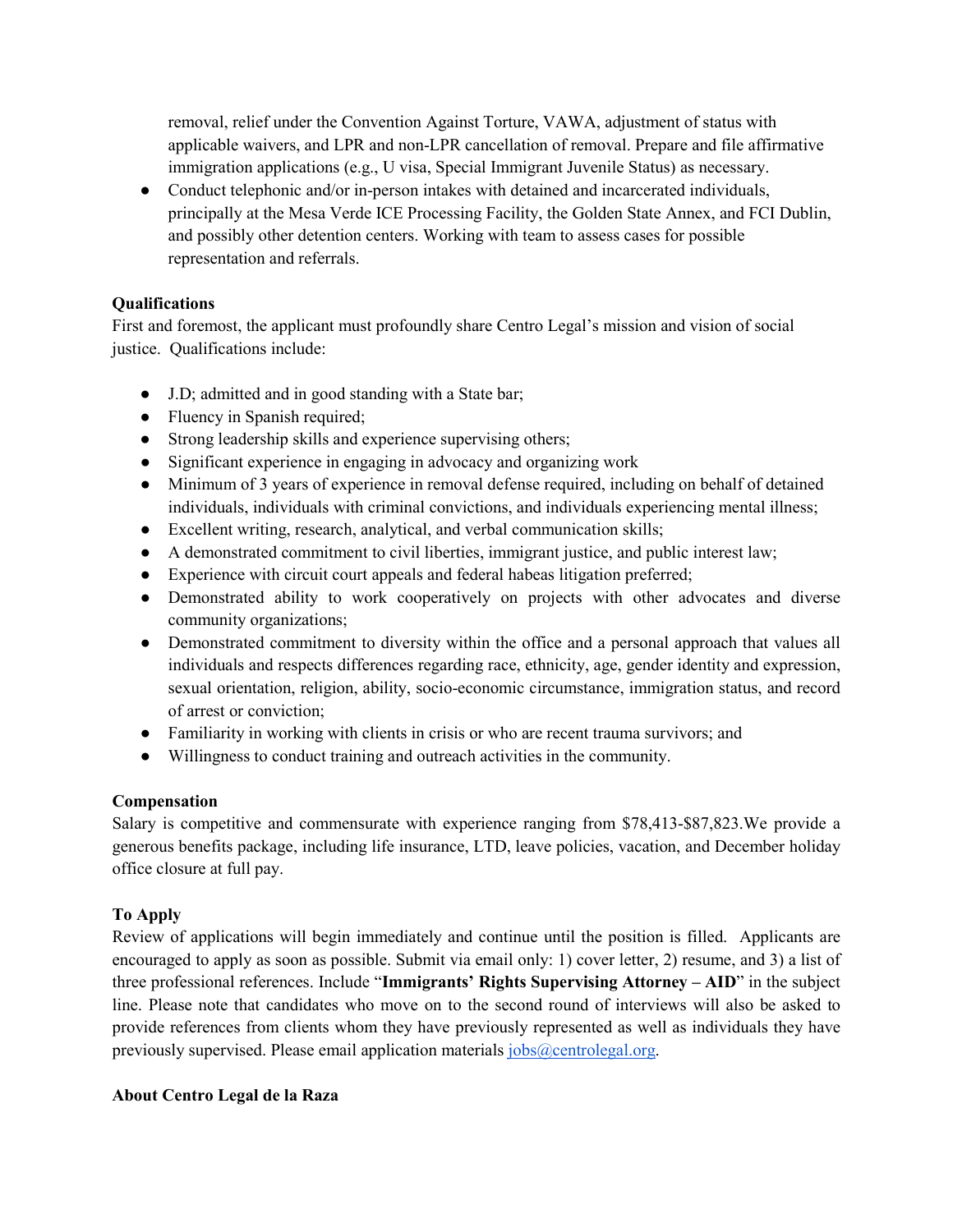removal, relief under the Convention Against Torture, VAWA, adjustment of status with applicable waivers, and LPR and non-LPR cancellation of removal. Prepare and file affirmative immigration applications (e.g., U visa, Special Immigrant Juvenile Status) as necessary.

- Conduct telephonic and/or in-person intakes with detained and incarcerated individuals, principally at the Mesa Verde ICE Processing Facility, the Golden State Annex, and FCI Dublin, and possibly other detention centers. Working with team to assess cases for possible representation and referrals.

**Qualifications**

First and foremost, the applicant must profoundly share Centro Legal's mission and vision of social justice. Qualifications include:

- J.D; admitted and in good standing with a State bar;
- Fluency in Spanish required;
- Strong leadership skills and experience supervising others;
- Significant experience in engaging in advocacy and organizing work
- Minimum of 3 years of experience in removal defense required, including on behalf of detained individuals, individuals with criminal convictions, and individuals experiencing mental illness;
- Excellent writing, research, analytical, and verbal communication skills;
- A demonstrated commitment to civil liberties, immigrant justice, and public interest law;
- Experience with circuit court appeals and federal habeas litigation preferred;
- Demonstrated ability to work cooperatively on projects with other advocates and diverse community organizations;
- Demonstrated commitment to diversity within the office and a personal approach that values all individuals and respects differences regarding race, ethnicity, age, gender identity and expression, sexual orientation, religion, ability, socio-economic circumstance, immigration status, and record of arrest or conviction;
- Familiarity in working with clients in crisis or who are recent trauma survivors; and
- Willingness to conduct training and outreach activities in the community.

**Compensation**

Salary is competitive and commensurate with experience ranging from $78,413-$87,823.We provide a generous benefits package, including life insurance, LTD, leave policies, vacation, and December holiday office closure at full pay.

**To Apply**

Review of applications will begin immediately and continue until the position is filled. Applicants are encouraged to apply as soon as possible. Submit via email only: 1) cover letter, 2) resume, and 3) a list of three professional references. Include "**Immigrants' Rights Supervising Attorney – AID**" in the subject line. Please note that candidates who move on to the second round of interviews will also be asked to provide references from clients whom they have previously represented as well as individuals they have previously supervised. Please email application materials jobs@centrolegal.org.

**About Centro Legal de la Raza**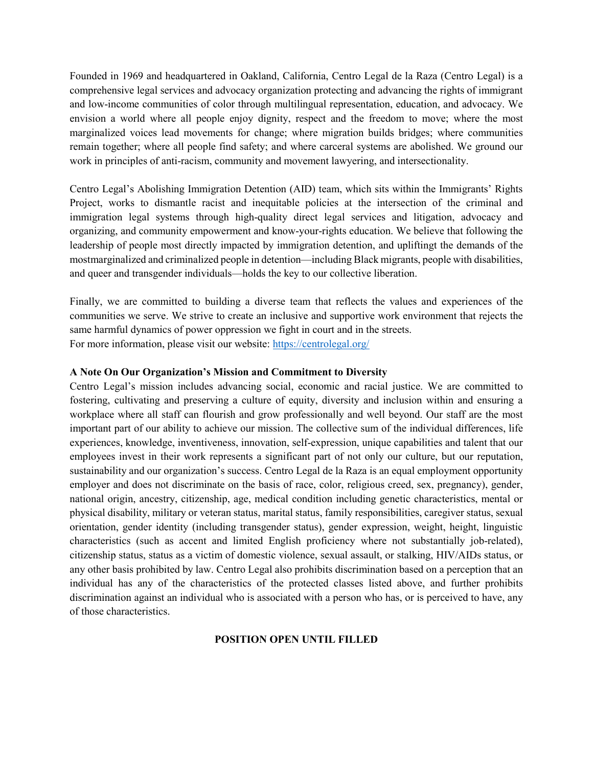Founded in 1969 and headquartered in Oakland, California, Centro Legal de la Raza (Centro Legal) is a comprehensive legal services and advocacy organization protecting and advancing the rights of immigrant and low-income communities of color through multilingual representation, education, and advocacy. We envision a world where all people enjoy dignity, respect and the freedom to move; where the most marginalized voices lead movements for change; where migration builds bridges; where communities remain together; where all people find safety; and where carceral systems are abolished. We ground our work in principles of anti-racism, community and movement lawyering, and intersectionality.

Centro Legal's Abolishing Immigration Detention (AID) team, which sits within the Immigrants' Rights Project, works to dismantle racist and inequitable policies at the intersection of the criminal and immigration legal systems through high-quality direct legal services and litigation, advocacy and organizing, and community empowerment and know-your-rights education. We believe that following the leadership of people most directly impacted by immigration detention, and upliftingt the demands of the mostmarginalized and criminalized people in detention—including Black migrants, people with disabilities, and queer and transgender individuals—holds the key to our collective liberation.

Finally, we are committed to building a diverse team that reflects the values and experiences of the communities we serve. We strive to create an inclusive and supportive work environment that rejects the same harmful dynamics of power oppression we fight in court and in the streets.
For more information, please visit our website: https://centrolegal.org/

**A Note On Our Organization's Mission and Commitment to Diversity**

Centro Legal's mission includes advancing social, economic and racial justice. We are committed to fostering, cultivating and preserving a culture of equity, diversity and inclusion within and ensuring a workplace where all staff can flourish and grow professionally and well beyond. Our staff are the most important part of our ability to achieve our mission. The collective sum of the individual differences, life experiences, knowledge, inventiveness, innovation, self-expression, unique capabilities and talent that our employees invest in their work represents a significant part of not only our culture, but our reputation, sustainability and our organization's success. Centro Legal de la Raza is an equal employment opportunity employer and does not discriminate on the basis of race, color, religious creed, sex, pregnancy), gender, national origin, ancestry, citizenship, age, medical condition including genetic characteristics, mental or physical disability, military or veteran status, marital status, family responsibilities, caregiver status, sexual orientation, gender identity (including transgender status), gender expression, weight, height, linguistic characteristics (such as accent and limited English proficiency where not substantially job-related), citizenship status, status as a victim of domestic violence, sexual assault, or stalking, HIV/AIDs status, or any other basis prohibited by law. Centro Legal also prohibits discrimination based on a perception that an individual has any of the characteristics of the protected classes listed above, and further prohibits discrimination against an individual who is associated with a person who has, or is perceived to have, any of those characteristics.

**POSITION OPEN UNTIL FILLED**